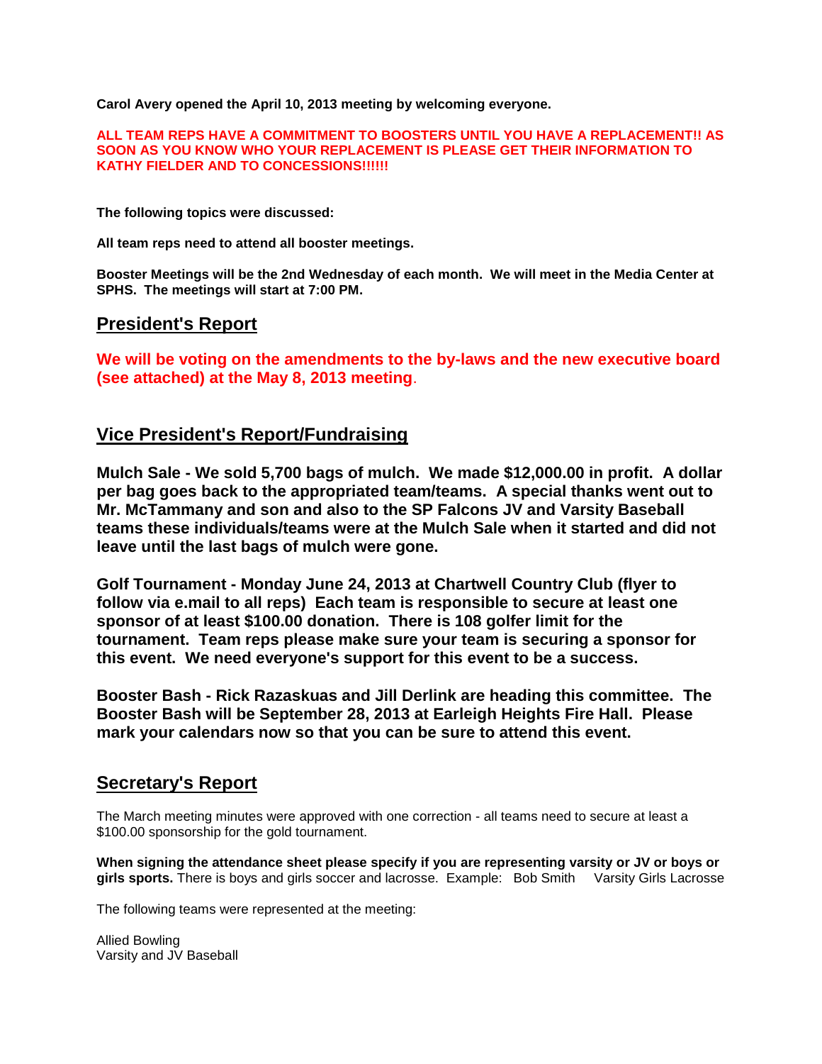**Carol Avery opened the April 10, 2013 meeting by welcoming everyone.**

**ALL TEAM REPS HAVE A COMMITMENT TO BOOSTERS UNTIL YOU HAVE A REPLACEMENT!! AS SOON AS YOU KNOW WHO YOUR REPLACEMENT IS PLEASE GET THEIR INFORMATION TO KATHY FIELDER AND TO CONCESSIONS!!!!!!**

**The following topics were discussed:**

**All team reps need to attend all booster meetings.**

**Booster Meetings will be the 2nd Wednesday of each month. We will meet in the Media Center at SPHS. The meetings will start at 7:00 PM.**

## President's Report

**We will be voting on the amendments to the by-laws and the new executive board (see attached) at the May 8, 2013 meeting**.

## Vice President's Report/Fundraising

**Mulch Sale - We sold 5,700 bags of mulch. We made $12,000.00 in profit. A dollar per bag goes back to the appropriated team/teams. A special thanks went out to Mr. McTammany and son and also to the SP Falcons JV and Varsity Baseball teams these individuals/teams were at the Mulch Sale when it started and did not leave until the last bags of mulch were gone.**

**Golf Tournament - Monday June 24, 2013 at Chartwell Country Club (flyer to follow via e.mail to all reps) Each team is responsible to secure at least one sponsor of at least $100.00 donation. There is 108 golfer limit for the tournament. Team reps please make sure your team is securing a sponsor for this event. We need everyone's support for this event to be a success.**

**Booster Bash - Rick Razaskuas and Jill Derlink are heading this committee. The Booster Bash will be September 28, 2013 at Earleigh Heights Fire Hall. Please mark your calendars now so that you can be sure to attend this event.**

## Secretary's Report

The March meeting minutes were approved with one correction - all teams need to secure at least a $100.00 sponsorship for the gold tournament.

**When signing the attendance sheet please specify if you are representing varsity or JV or boys or girls sports.** There is boys and girls soccer and lacrosse. Example: Bob Smith Varsity Girls Lacrosse

The following teams were represented at the meeting:

Allied Bowling
Varsity and JV Baseball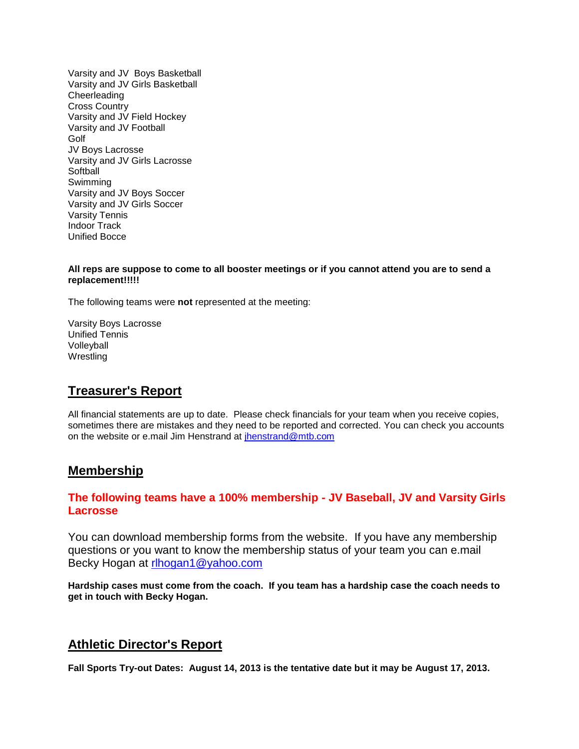Varsity and JV  Boys Basketball
Varsity and JV Girls Basketball
Cheerleading
Cross Country
Varsity and JV Field Hockey
Varsity and JV Football
Golf
JV Boys Lacrosse
Varsity and JV Girls Lacrosse
Softball
Swimming
Varsity and JV Boys Soccer
Varsity and JV Girls Soccer
Varsity Tennis
Indoor Track
Unified Bocce

**All reps are suppose to come to all booster meetings or if you cannot attend you are to send a replacement!!!!!**

The following teams were **not** represented at the meeting:

Varsity Boys Lacrosse
Unified Tennis
Volleyball
Wrestling

## Treasurer's Report

All financial statements are up to date.  Please check financials for your team when you receive copies, sometimes there are mistakes and they need to be reported and corrected. You can check you accounts on the website or e.mail Jim Henstrand at jhenstrand@mtb.com

## Membership

**The following teams have a 100% membership - JV Baseball, JV and Varsity Girls Lacrosse**

You can download membership forms from the website.  If you have any membership questions or you want to know the membership status of your team you can e.mail Becky Hogan at rlhogan1@yahoo.com

**Hardship cases must come from the coach.  If you team has a hardship case the coach needs to get in touch with Becky Hogan.**

## Athletic Director's Report

**Fall Sports Try-out Dates:  August 14, 2013 is the tentative date but it may be August 17, 2013.**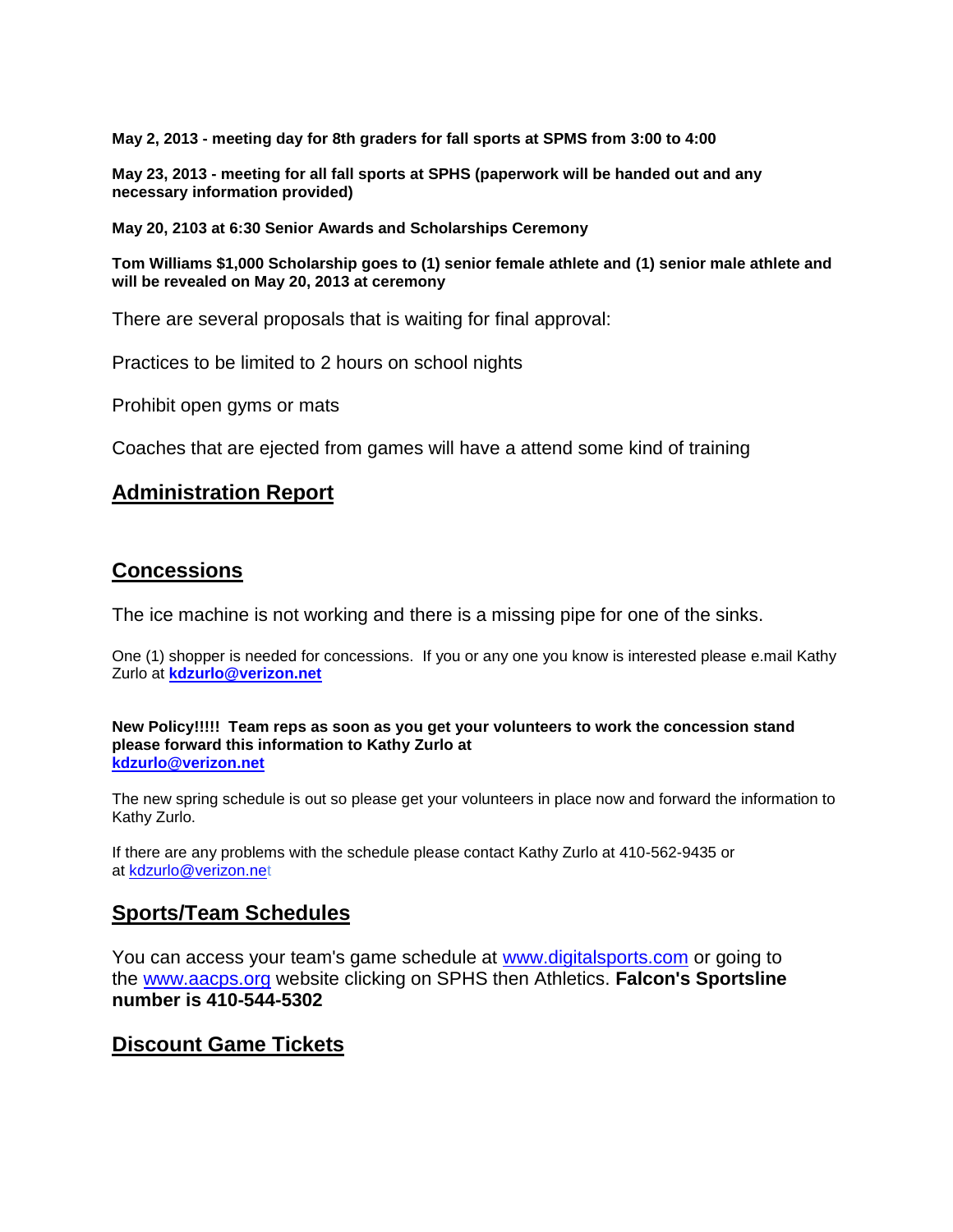**May 2, 2013 - meeting day for 8th graders for fall sports at SPMS from 3:00 to 4:00**

**May 23, 2013 - meeting for all fall sports at SPHS (paperwork will be handed out and any necessary information provided)**

**May 20, 2103 at 6:30 Senior Awards and Scholarships Ceremony**

**Tom Williams $1,000 Scholarship goes to (1) senior female athlete and (1) senior male athlete and will be revealed on May 20, 2013 at ceremony**

There are several proposals that is waiting for final approval:

Practices to be limited to 2 hours on school nights

Prohibit open gyms or mats

Coaches that are ejected from games will have a attend some kind of training

## Administration Report

## Concessions

The ice machine is not working and there is a missing pipe for one of the sinks.

One (1) shopper is needed for concessions. If you or any one you know is interested please e.mail Kathy Zurlo at **kdzurlo@verizon.net**

**New Policy!!!!! Team reps as soon as you get your volunteers to work the concession stand please forward this information to Kathy Zurlo at kdzurlo@verizon.net**

The new spring schedule is out so please get your volunteers in place now and forward the information to Kathy Zurlo.

If there are any problems with the schedule please contact Kathy Zurlo at 410-562-9435 or at kdzurlo@verizon.net

## Sports/Team Schedules

You can access your team's game schedule at www.digitalsports.com or going to the www.aacps.org website clicking on SPHS then Athletics. **Falcon's Sportsline number is 410-544-5302**

## Discount Game Tickets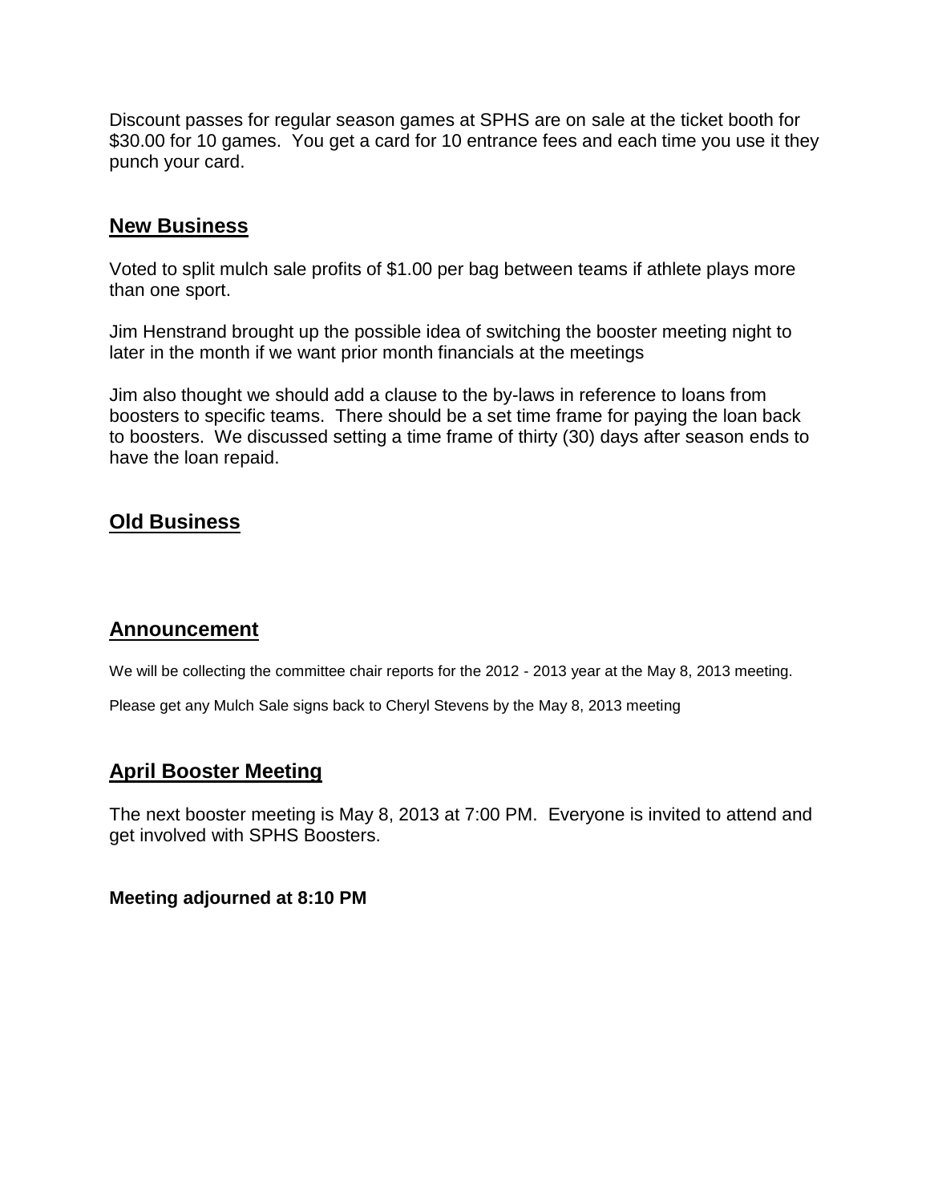Discount passes for regular season games at SPHS are on sale at the ticket booth for $30.00 for 10 games. You get a card for 10 entrance fees and each time you use it they punch your card.

## New Business

Voted to split mulch sale profits of $1.00 per bag between teams if athlete plays more than one sport.

Jim Henstrand brought up the possible idea of switching the booster meeting night to later in the month if we want prior month financials at the meetings

Jim also thought we should add a clause to the by-laws in reference to loans from boosters to specific teams. There should be a set time frame for paying the loan back to boosters. We discussed setting a time frame of thirty (30) days after season ends to have the loan repaid.

## Old Business

## Announcement

We will be collecting the committee chair reports for the 2012 - 2013 year at the May 8, 2013 meeting.

Please get any Mulch Sale signs back to Cheryl Stevens by the May 8, 2013 meeting

## April Booster Meeting

The next booster meeting is May 8, 2013 at 7:00 PM. Everyone is invited to attend and get involved with SPHS Boosters.

**Meeting adjourned at 8:10 PM**